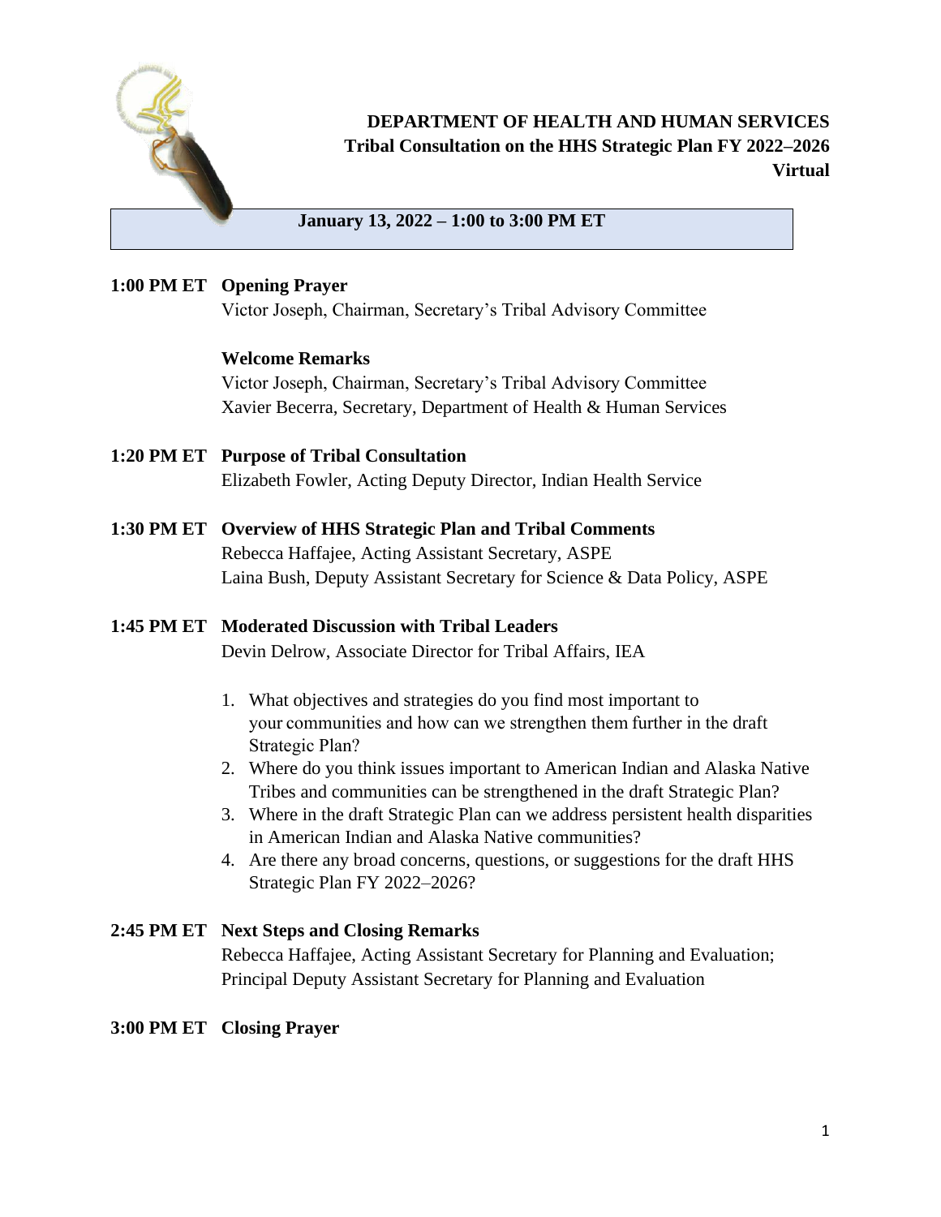# DEPARTMENT OF HEALTH AND HUMAN SERVICES

## Tribal Consultation on the HHS Strategic Plan FY 2022–2026

**Virtual**

**January 13, 2022 – 1:00 to 3:00 PM ET**

**1:00 PM ET** **Opening Prayer**
Victor Joseph, Chairman, Secretary's Tribal Advisory Committee

**Welcome Remarks**
Victor Joseph, Chairman, Secretary's Tribal Advisory Committee
Xavier Becerra, Secretary, Department of Health & Human Services

**1:20 PM ET** **Purpose of Tribal Consultation**
Elizabeth Fowler, Acting Deputy Director, Indian Health Service

**1:30 PM ET** **Overview of HHS Strategic Plan and Tribal Comments**
Rebecca Haffajee, Acting Assistant Secretary, ASPE
Laina Bush, Deputy Assistant Secretary for Science & Data Policy, ASPE

**1:45 PM ET** **Moderated Discussion with Tribal Leaders**
Devin Delrow, Associate Director for Tribal Affairs, IEA

1. What objectives and strategies do you find most important to your communities and how can we strengthen them further in the draft Strategic Plan?
2. Where do you think issues important to American Indian and Alaska Native Tribes and communities can be strengthened in the draft Strategic Plan?
3. Where in the draft Strategic Plan can we address persistent health disparities in American Indian and Alaska Native communities?
4. Are there any broad concerns, questions, or suggestions for the draft HHS Strategic Plan FY 2022–2026?

**2:45 PM ET** **Next Steps and Closing Remarks**
Rebecca Haffajee, Acting Assistant Secretary for Planning and Evaluation; Principal Deputy Assistant Secretary for Planning and Evaluation

**3:00 PM ET** **Closing Prayer**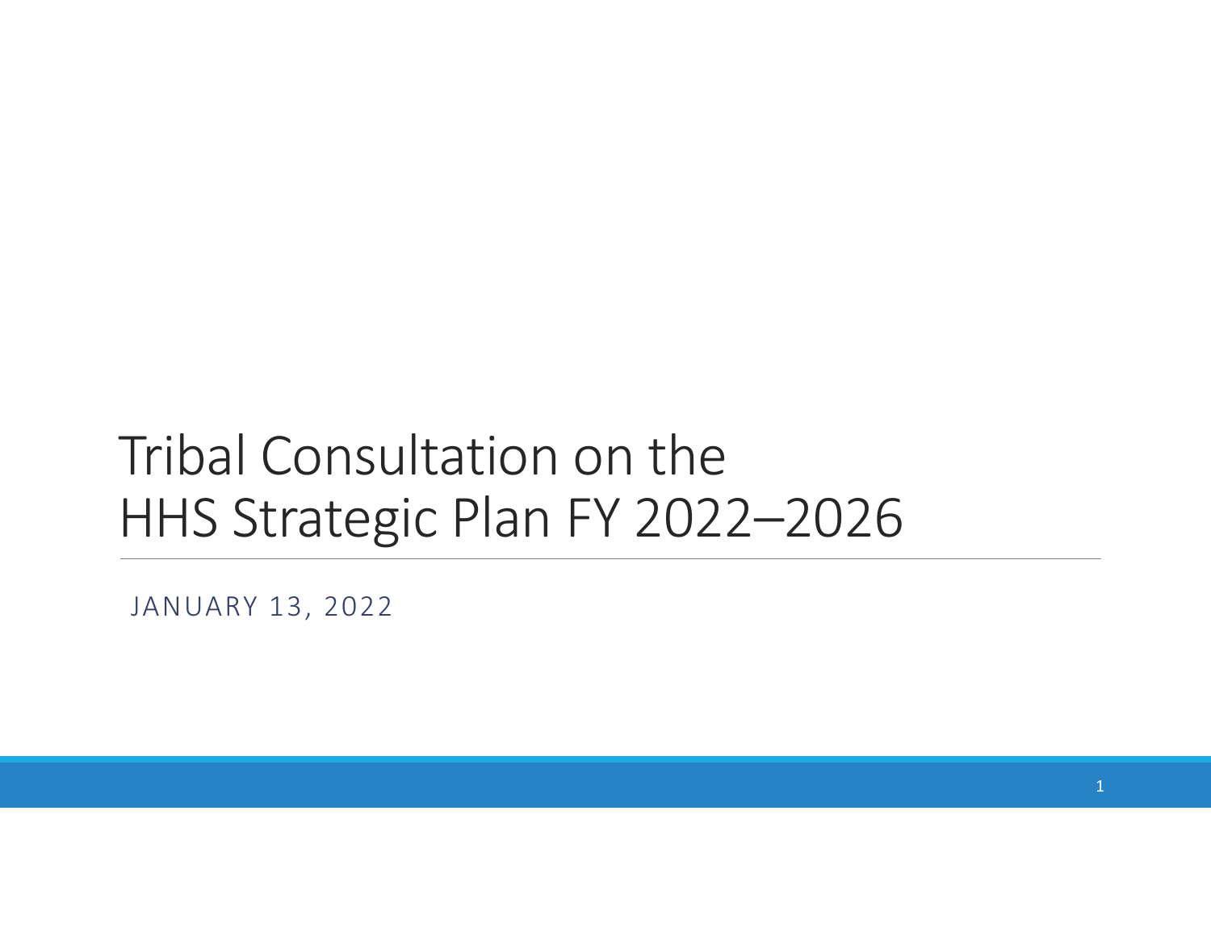# Tribal Consultation on the HHS Strategic Plan FY 2022–2026

JANUARY 13, 2022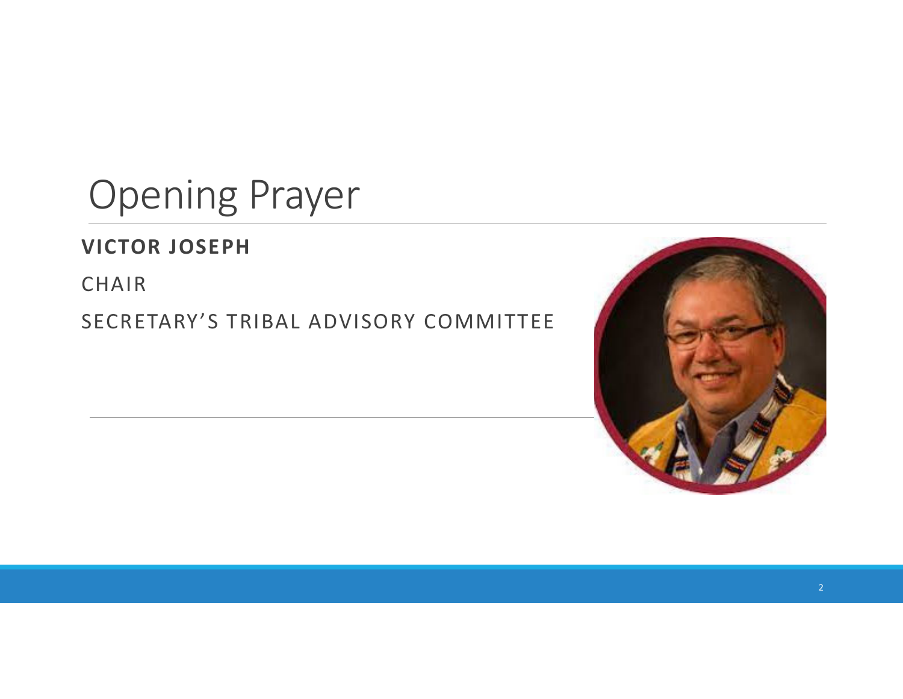# Opening Prayer

**VICTOR JOSEPH**

CHAIR

SECRETARY'S TRIBAL ADVISORY COMMITTEE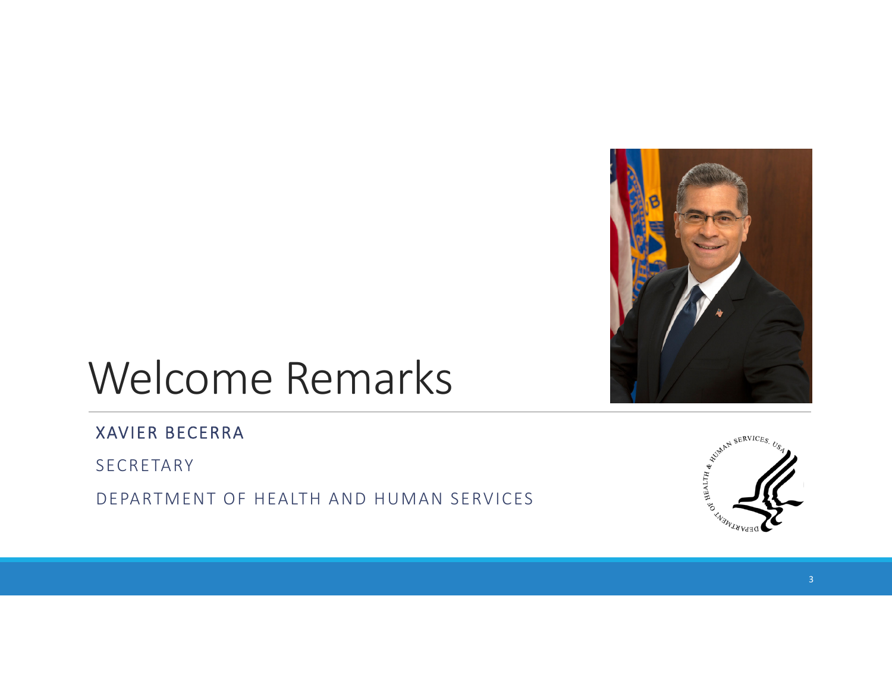# Welcome Remarks

XAVIER BECERRA

SECRETARY

DEPARTMENT OF HEALTH AND HUMAN SERVICES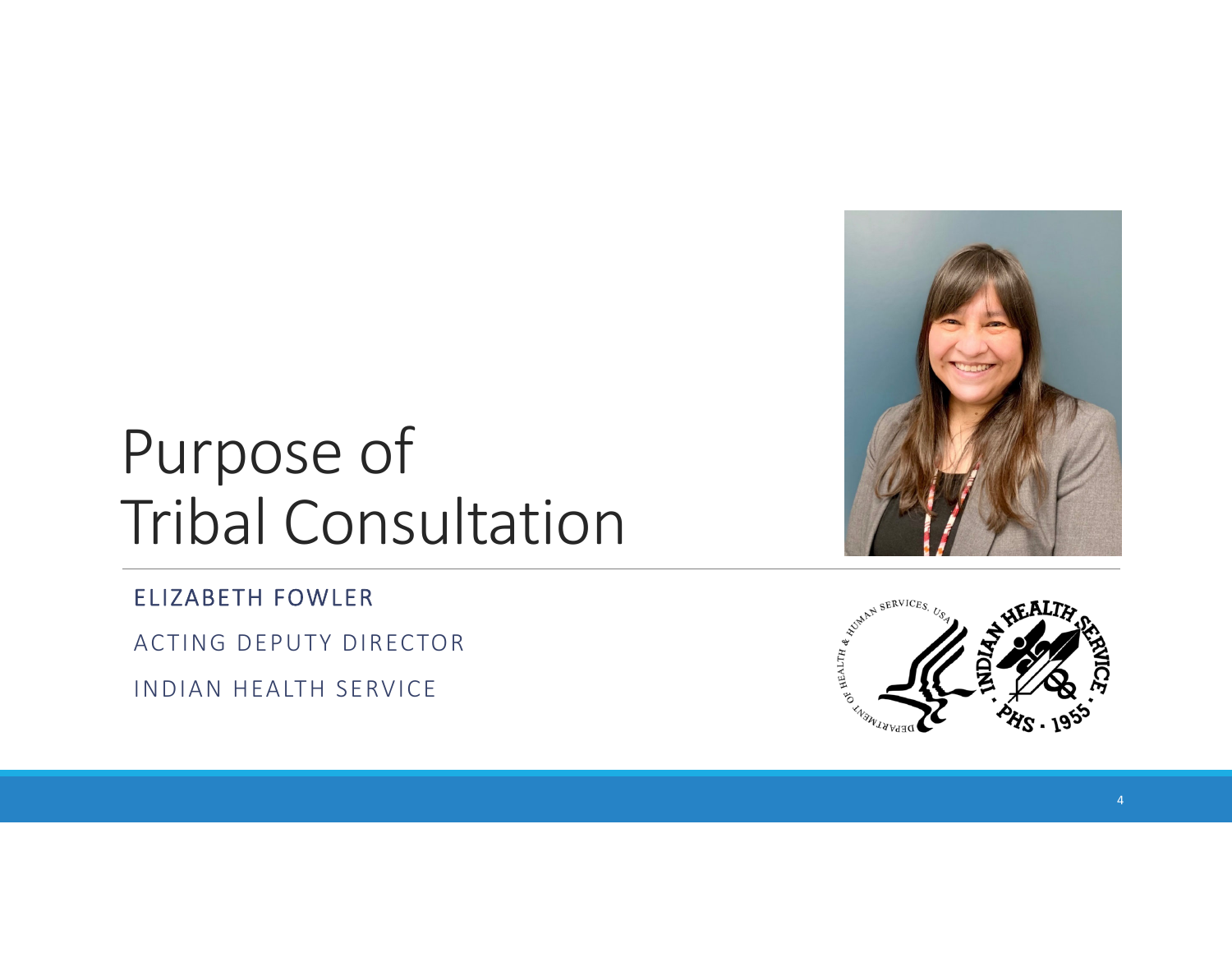# Purpose of Tribal Consultation

ELIZABETH FOWLER

ACTING DEPUTY DIRECTOR

INDIAN HEALTH SERVICE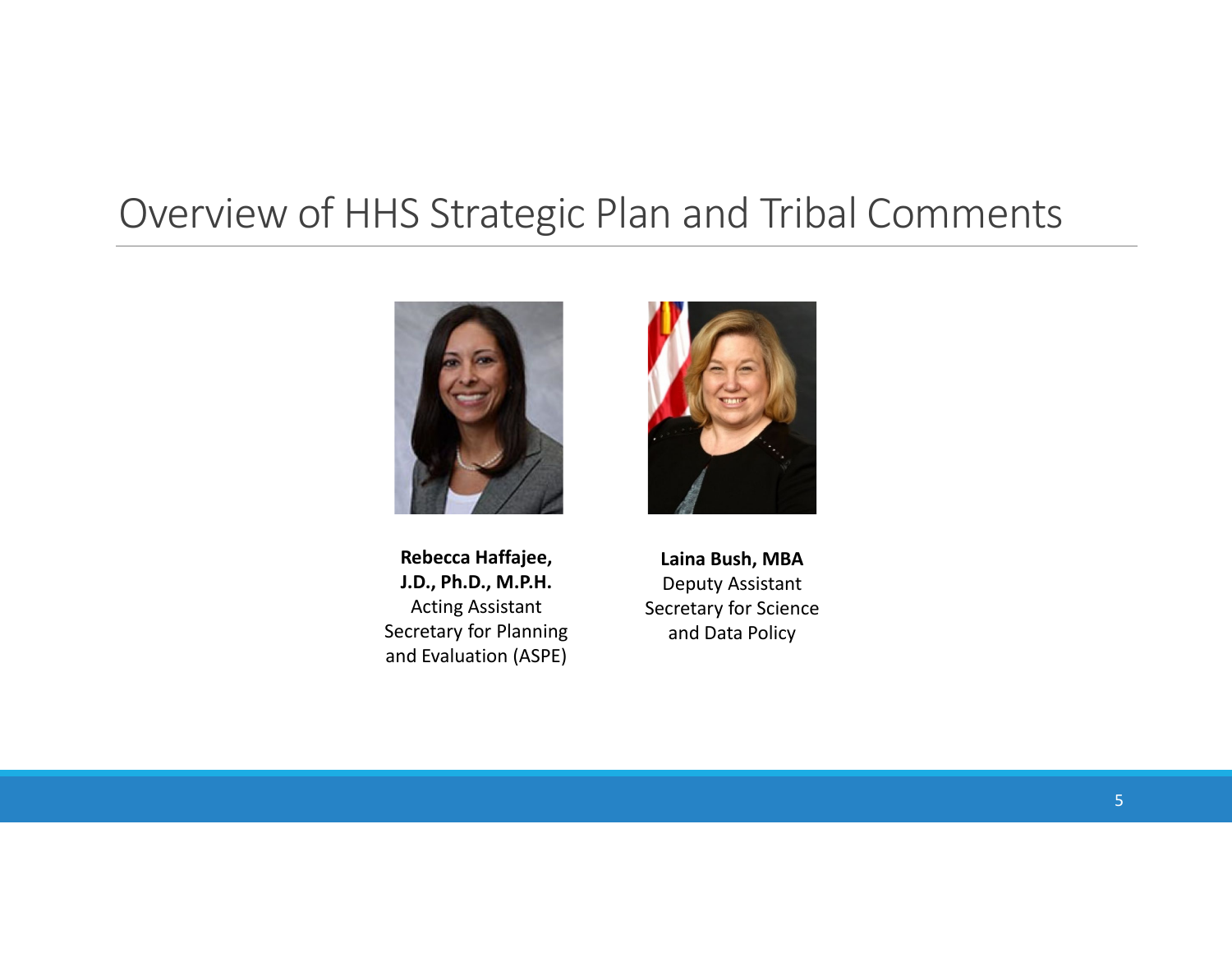# Overview of HHS Strategic Plan and Tribal Comments

**Rebecca Haffajee, J.D., Ph.D., M.P.H.**
Acting Assistant Secretary for Planning and Evaluation (ASPE)

**Laina Bush, MBA**
Deputy Assistant Secretary for Science and Data Policy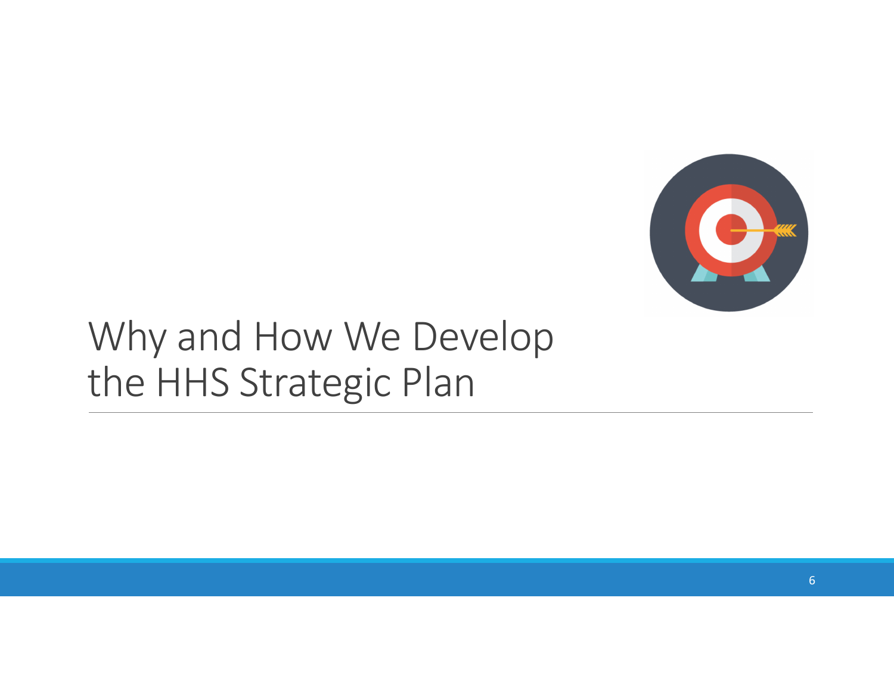# Why and How We Develop the HHS Strategic Plan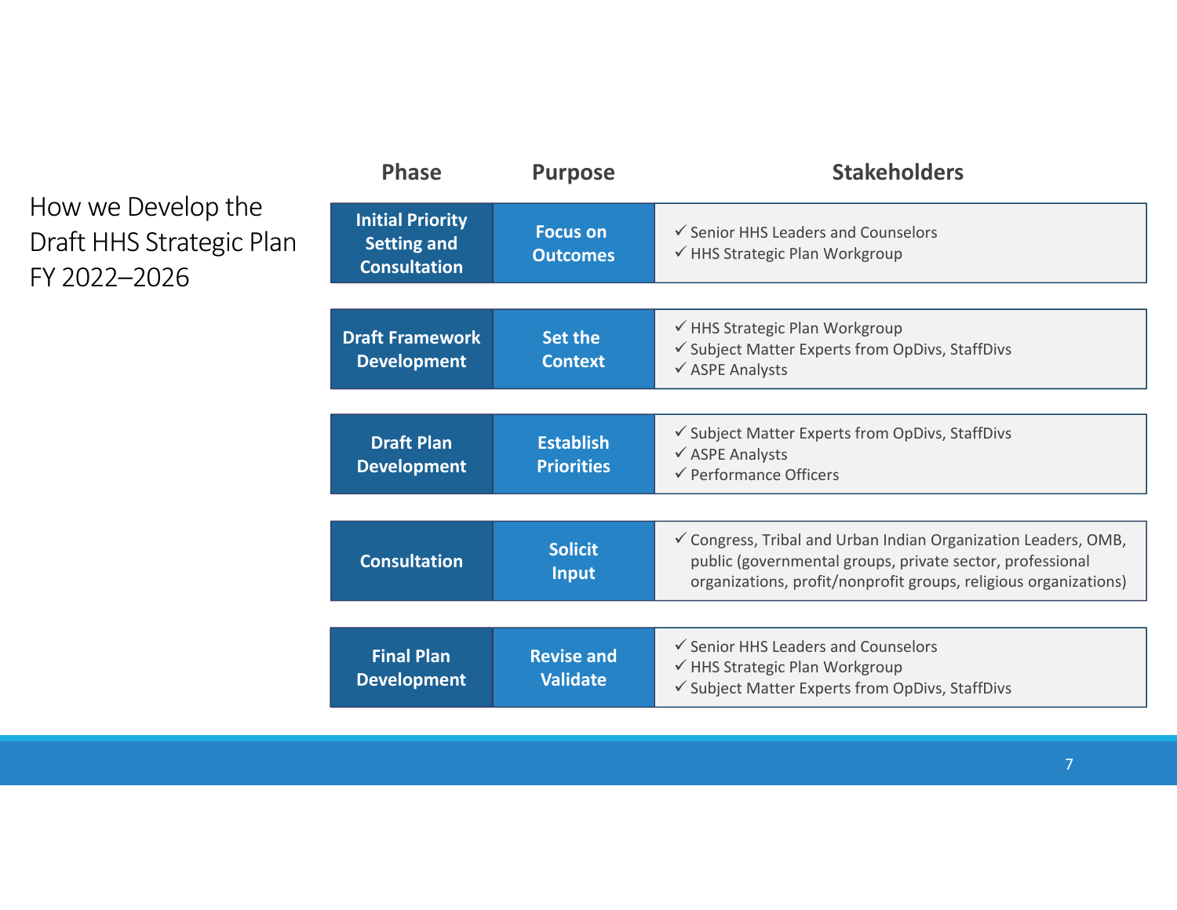# How we Develop the Draft HHS Strategic Plan FY 2022–2026

| Phase | Purpose | Stakeholders |
| --- | --- | --- |
| Initial Priority Setting and Consultation | Focus on Outcomes | ✓ Senior HHS Leaders and Counselors<br>✓ HHS Strategic Plan Workgroup |
| Draft Framework Development | Set the Context | ✓ HHS Strategic Plan Workgroup<br>✓ Subject Matter Experts from OpDivs, StaffDivs<br>✓ ASPE Analysts |
| Draft Plan Development | Establish Priorities | ✓ Subject Matter Experts from OpDivs, StaffDivs<br>✓ ASPE Analysts<br>✓ Performance Officers |
| Consultation | Solicit Input | ✓ Congress, Tribal and Urban Indian Organization Leaders, OMB, public (governmental groups, private sector, professional organizations, profit/nonprofit groups, religious organizations) |
| Final Plan Development | Revise and Validate | ✓ Senior HHS Leaders and Counselors<br>✓ HHS Strategic Plan Workgroup<br>✓ Subject Matter Experts from OpDivs, StaffDivs |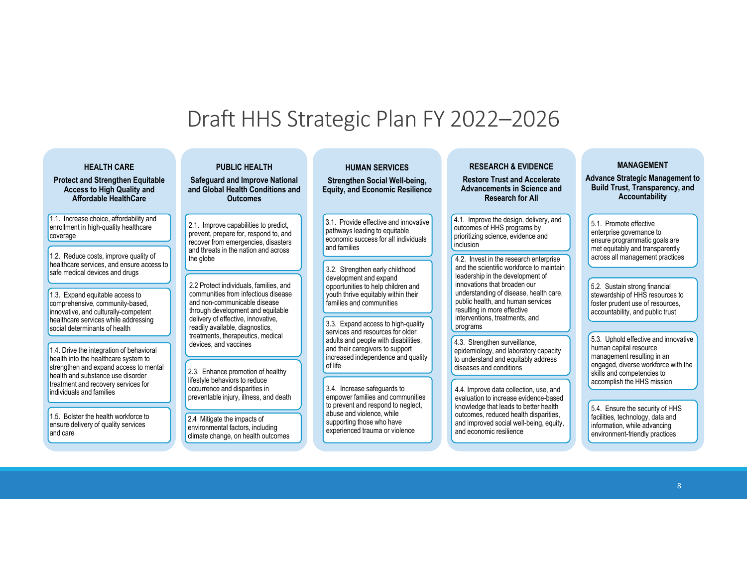# Draft HHS Strategic Plan FY 2022–2026

## HEALTH CARE

**Protect and Strengthen Equitable Access to High Quality and Affordable HealthCare**

- 1.1. Increase choice, affordability and enrollment in high-quality healthcare coverage
- 1.2. Reduce costs, improve quality of healthcare services, and ensure access to safe medical devices and drugs
- 1.3. Expand equitable access to comprehensive, community-based, innovative, and culturally-competent healthcare services while addressing social determinants of health
- 1.4. Drive the integration of behavioral health into the healthcare system to strengthen and expand access to mental health and substance use disorder treatment and recovery services for individuals and families
- 1.5. Bolster the health workforce to ensure delivery of quality services and care

## PUBLIC HEALTH

**Safeguard and Improve National and Global Health Conditions and Outcomes**

- 2.1. Improve capabilities to predict, prevent, prepare for, respond to, and recover from emergencies, disasters and threats in the nation and across the globe
- 2.2 Protect individuals, families, and communities from infectious disease and non-communicable disease through development and equitable delivery of effective, innovative, readily available, diagnostics, treatments, therapeutics, medical devices, and vaccines
- 2.3. Enhance promotion of healthy lifestyle behaviors to reduce occurrence and disparities in preventable injury, illness, and death
- 2.4 Mitigate the impacts of environmental factors, including climate change, on health outcomes

## HUMAN SERVICES

**Strengthen Social Well-being, Equity, and Economic Resilience**

- 3.1. Provide effective and innovative pathways leading to equitable economic success for all individuals and families
- 3.2. Strengthen early childhood development and expand opportunities to help children and youth thrive equitably within their families and communities
- 3.3. Expand access to high-quality services and resources for older adults and people with disabilities, and their caregivers to support increased independence and quality of life
- 3.4. Increase safeguards to empower families and communities to prevent and respond to neglect, abuse and violence, while supporting those who have experienced trauma or violence

## RESEARCH & EVIDENCE

**Restore Trust and Accelerate Advancements in Science and Research for All**

- 4.1. Improve the design, delivery, and outcomes of HHS programs by prioritizing science, evidence and inclusion
- 4.2. Invest in the research enterprise and the scientific workforce to maintain leadership in the development of innovations that broaden our understanding of disease, health care, public health, and human services resulting in more effective interventions, treatments, and programs
- 4.3. Strengthen surveillance, epidemiology, and laboratory capacity to understand and equitably address diseases and conditions
- 4.4. Improve data collection, use, and evaluation to increase evidence-based knowledge that leads to better health outcomes, reduced health disparities, and improved social well-being, equity, and economic resilience

## MANAGEMENT

**Advance Strategic Management to Build Trust, Transparency, and Accountability**

- 5.1. Promote effective enterprise governance to ensure programmatic goals are met equitably and transparently across all management practices
- 5.2. Sustain strong financial stewardship of HHS resources to foster prudent use of resources, accountability, and public trust
- 5.3. Uphold effective and innovative human capital resource management resulting in an engaged, diverse workforce with the skills and competencies to accomplish the HHS mission
- 5.4. Ensure the security of HHS facilities, technology, data and information, while advancing environment-friendly practices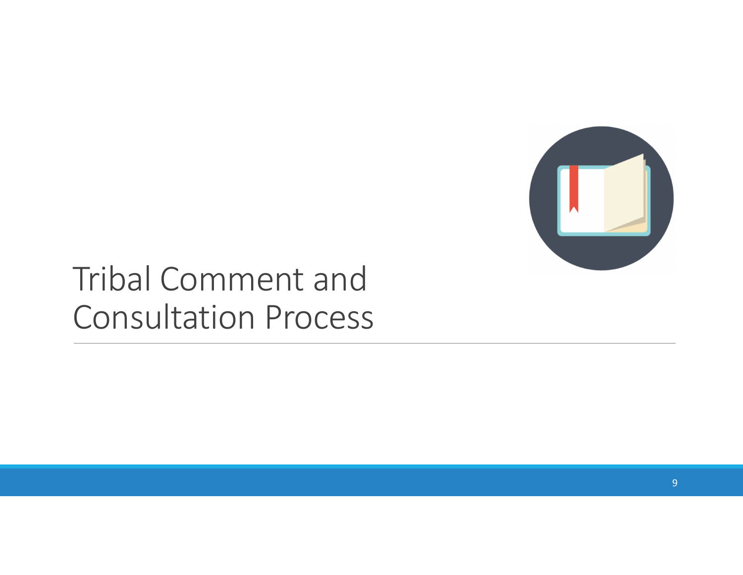# Tribal Comment and Consultation Process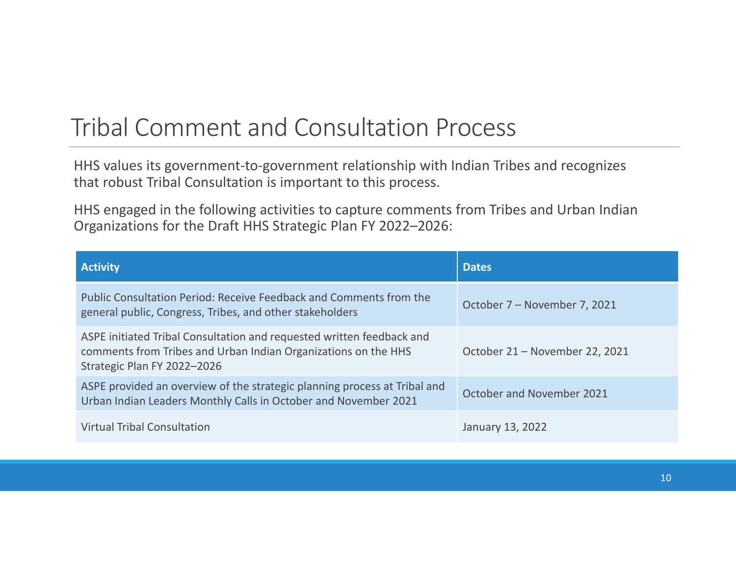# Tribal Comment and Consultation Process

HHS values its government-to-government relationship with Indian Tribes and recognizes that robust Tribal Consultation is important to this process.

HHS engaged in the following activities to capture comments from Tribes and Urban Indian Organizations for the Draft HHS Strategic Plan FY 2022–2026:

| Activity | Dates |
|---|---|
| Public Consultation Period: Receive Feedback and Comments from the general public, Congress, Tribes, and other stakeholders | October 7 – November 7, 2021 |
| ASPE initiated Tribal Consultation and requested written feedback and comments from Tribes and Urban Indian Organizations on the HHS Strategic Plan FY 2022–2026 | October 21 – November 22, 2021 |
| ASPE provided an overview of the strategic planning process at Tribal and Urban Indian Leaders Monthly Calls in October and November 2021 | October and November 2021 |
| Virtual Tribal Consultation | January 13, 2022 |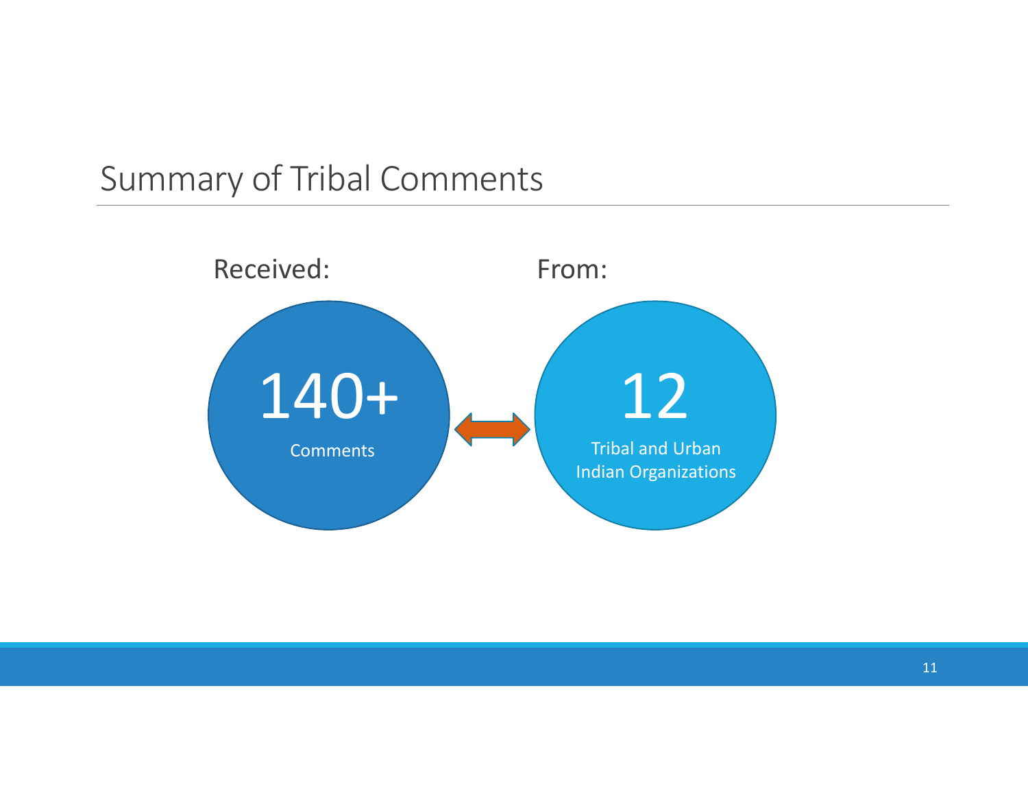# Summary of Tribal Comments

Received:

**140+**

Comments

From:

**12**

Tribal and Urban Indian Organizations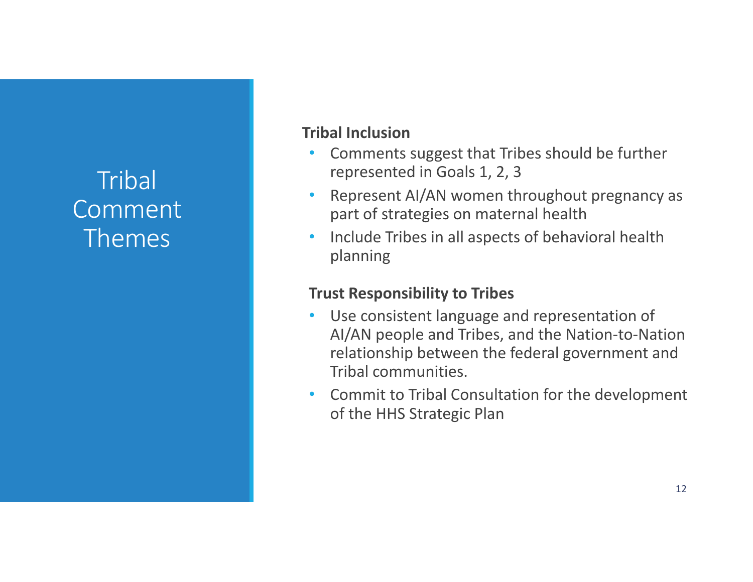# Tribal Comment Themes

**Tribal Inclusion**

- Comments suggest that Tribes should be further represented in Goals 1, 2, 3
- Represent AI/AN women throughout pregnancy as part of strategies on maternal health
- Include Tribes in all aspects of behavioral health planning

**Trust Responsibility to Tribes**

- Use consistent language and representation of AI/AN people and Tribes, and the Nation-to-Nation relationship between the federal government and Tribal communities.
- Commit to Tribal Consultation for the development of the HHS Strategic Plan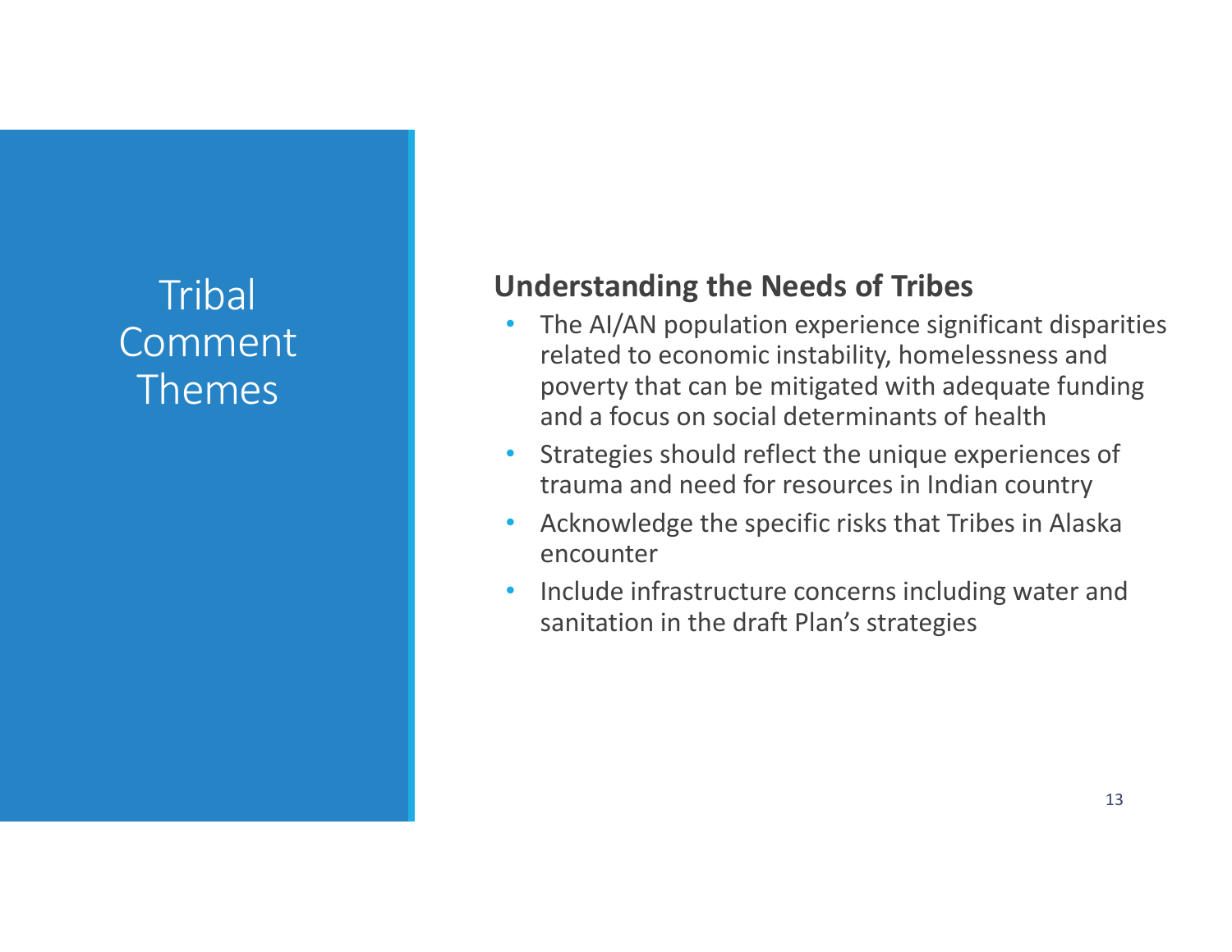# Tribal Comment Themes

## Understanding the Needs of Tribes

- The AI/AN population experience significant disparities related to economic instability, homelessness and poverty that can be mitigated with adequate funding and a focus on social determinants of health
- Strategies should reflect the unique experiences of trauma and need for resources in Indian country
- Acknowledge the specific risks that Tribes in Alaska encounter
- Include infrastructure concerns including water and sanitation in the draft Plan's strategies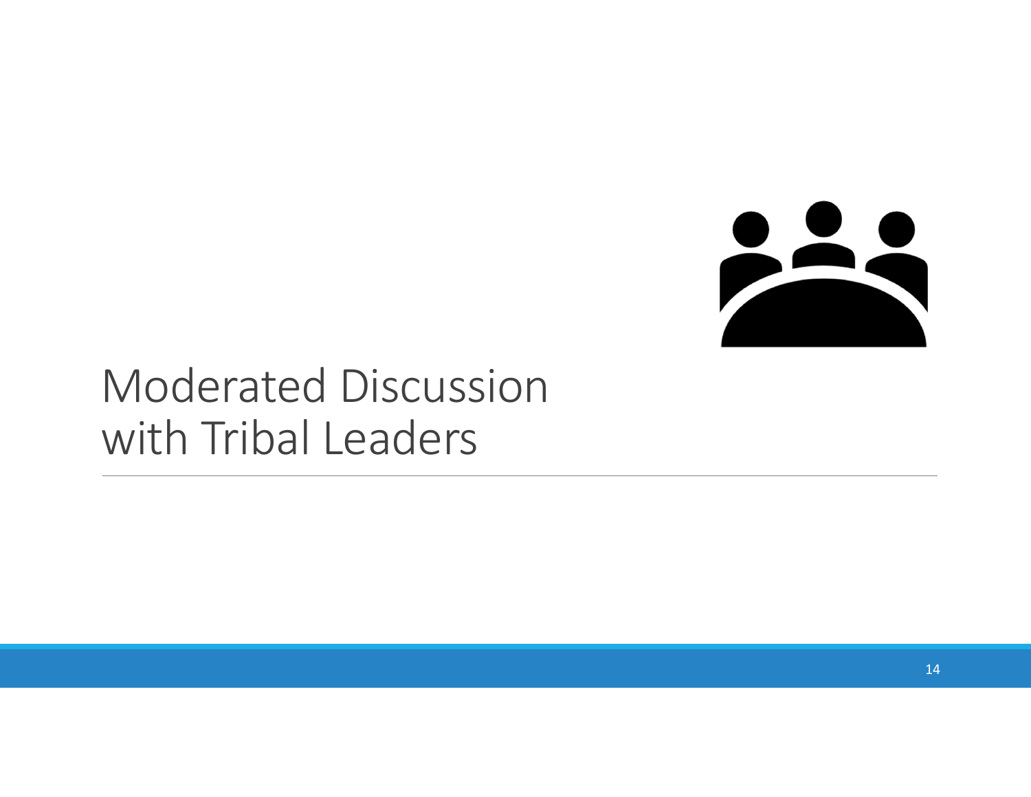# Moderated Discussion with Tribal Leaders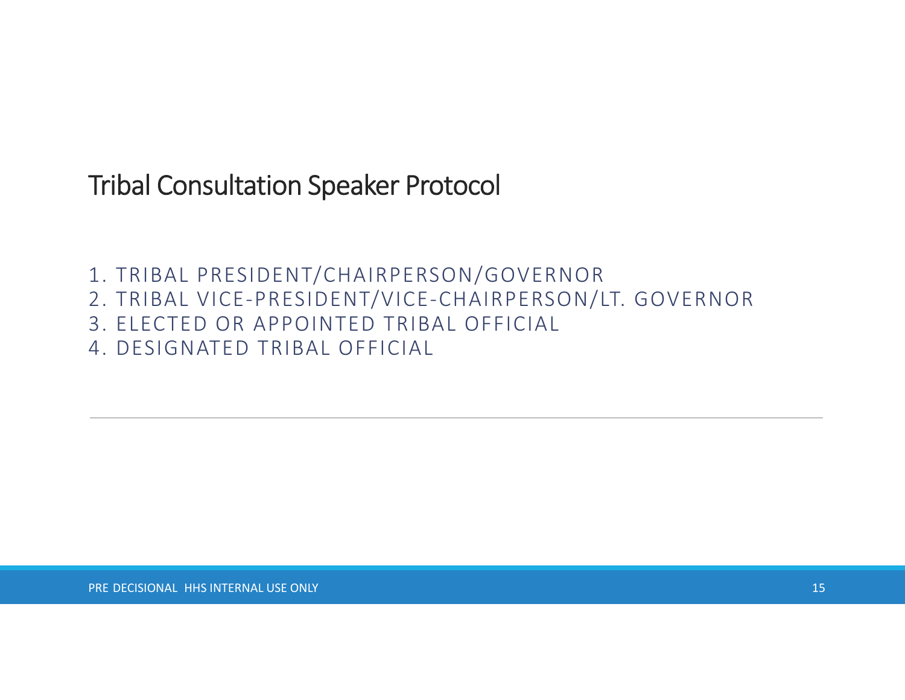# Tribal Consultation Speaker Protocol

1. TRIBAL PRESIDENT/CHAIRPERSON/GOVERNOR
2. TRIBAL VICE-PRESIDENT/VICE-CHAIRPERSON/LT. GOVERNOR
3. ELECTED OR APPOINTED TRIBAL OFFICIAL
4. DESIGNATED TRIBAL OFFICIAL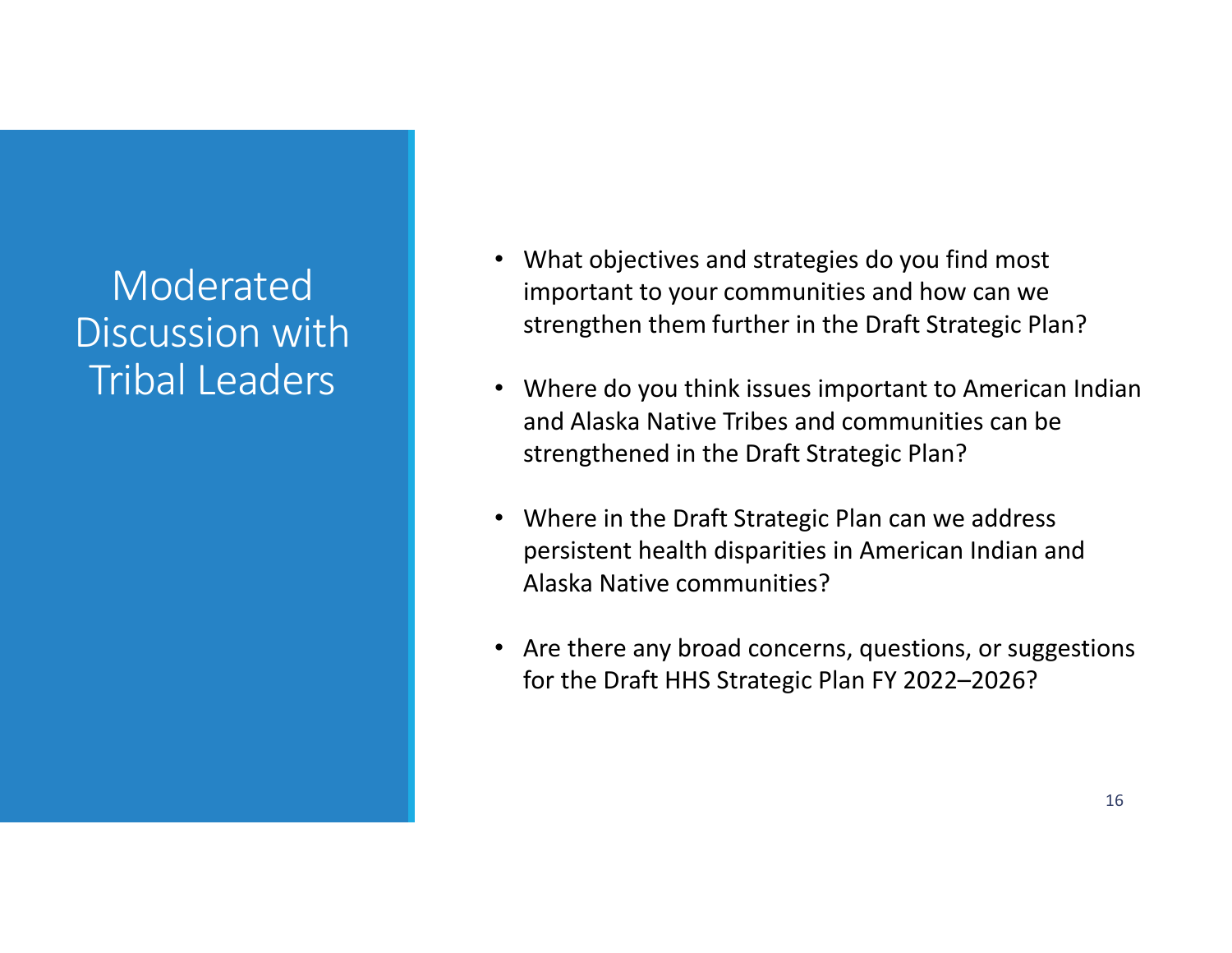# Moderated Discussion with Tribal Leaders

- What objectives and strategies do you find most important to your communities and how can we strengthen them further in the Draft Strategic Plan?
- Where do you think issues important to American Indian and Alaska Native Tribes and communities can be strengthened in the Draft Strategic Plan?
- Where in the Draft Strategic Plan can we address persistent health disparities in American Indian and Alaska Native communities?
- Are there any broad concerns, questions, or suggestions for the Draft HHS Strategic Plan FY 2022–2026?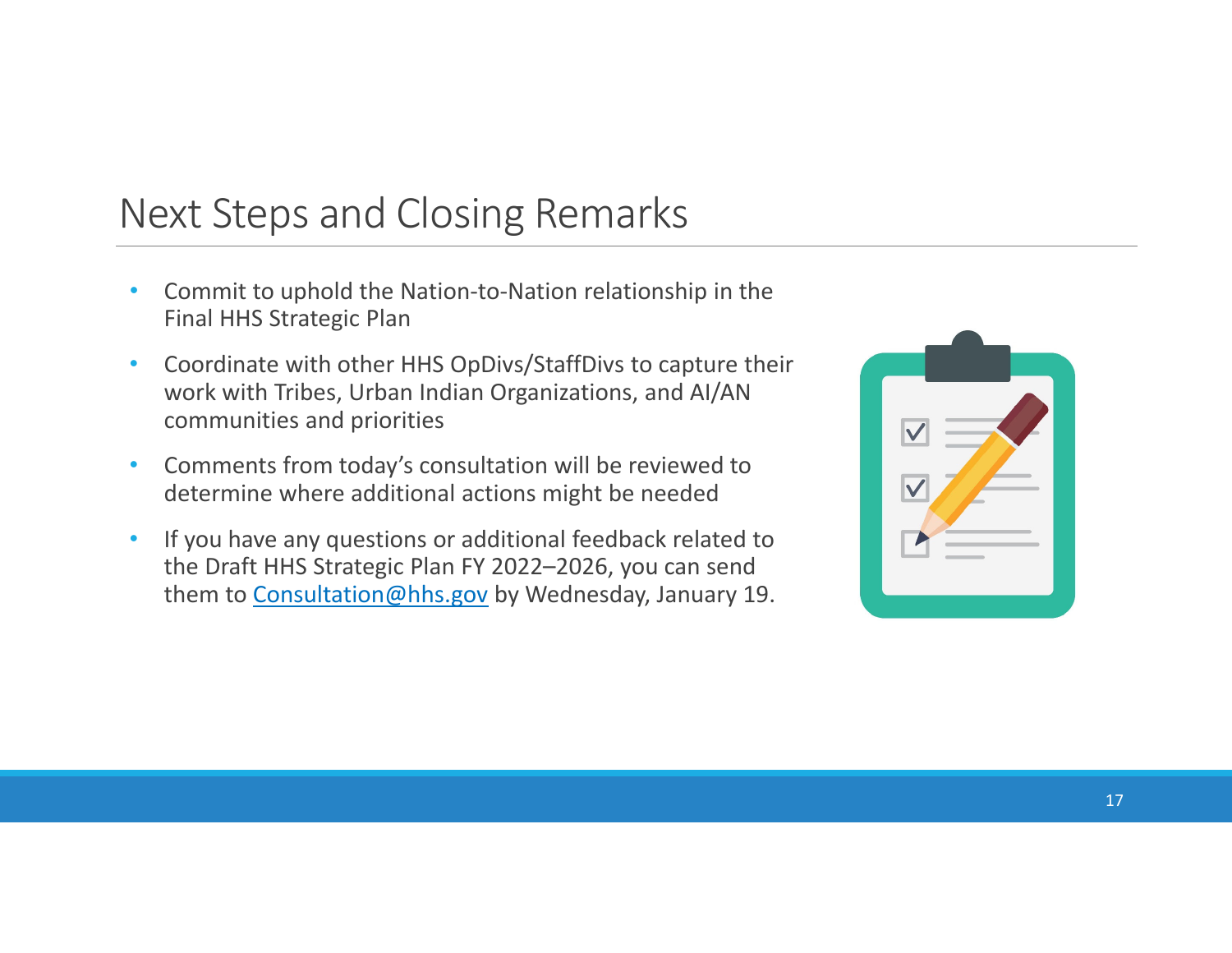## Next Steps and Closing Remarks

- Commit to uphold the Nation-to-Nation relationship in the Final HHS Strategic Plan
- Coordinate with other HHS OpDivs/StaffDivs to capture their work with Tribes, Urban Indian Organizations, and AI/AN communities and priorities
- Comments from today's consultation will be reviewed to determine where additional actions might be needed
- If you have any questions or additional feedback related to the Draft HHS Strategic Plan FY 2022–2026, you can send them to Consultation@hhs.gov by Wednesday, January 19.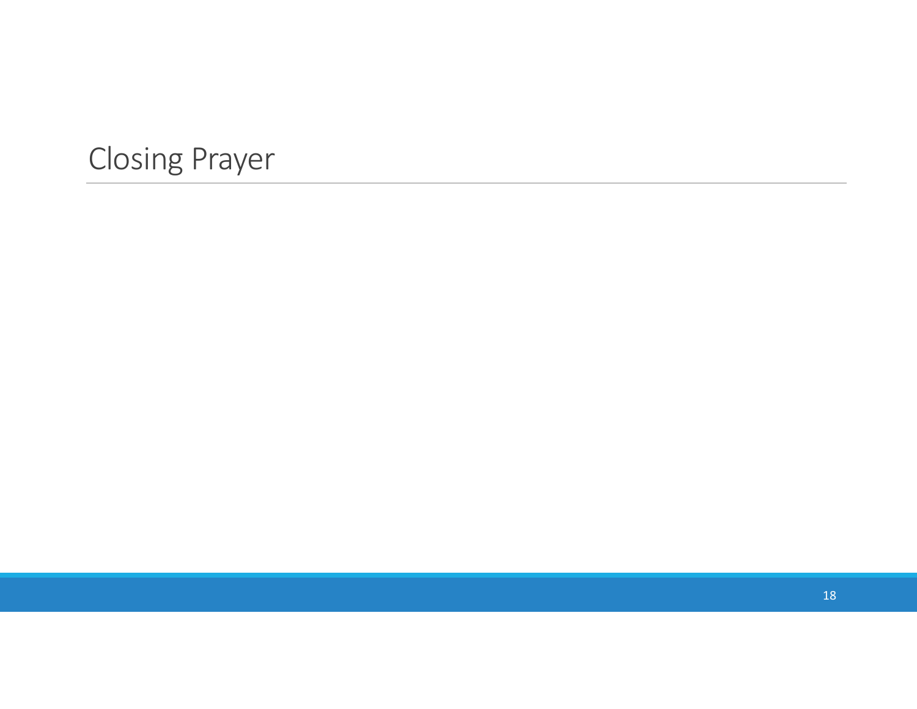# Closing Prayer